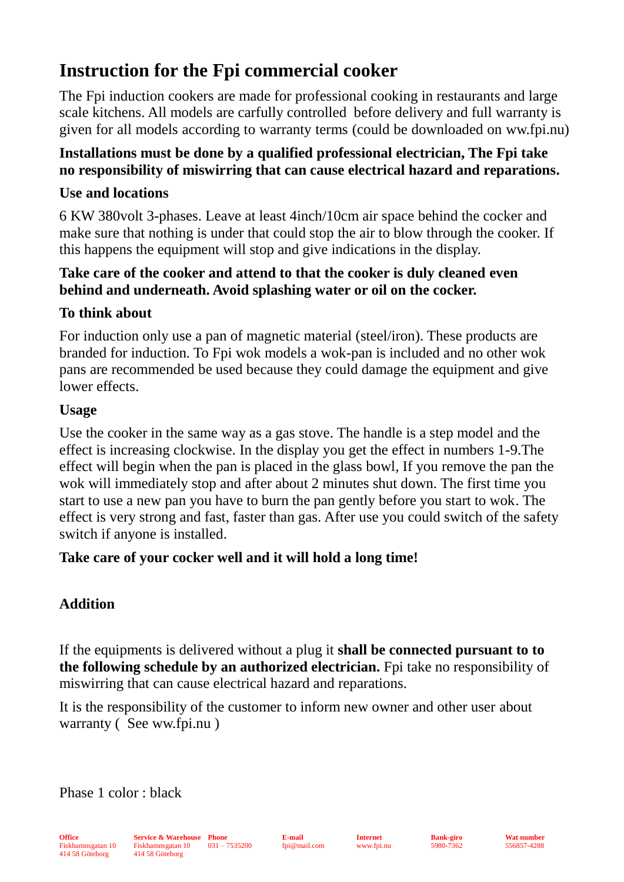# Instruction for the Fpi commercial cooker

The Fpi induction cookers are made for professional cooking in restaurants and large scale kitchens. All models are carfully controlled before delivery and full warranty is given for all models according to warranty terms (could be downloaded on ww.fpi.nu)

**Installations must be done by a qualified professional electrician, The Fpi take no responsibility of miswirring that can cause electrical hazard and reparations.**

**Use and locations**

6 KW 380volt 3-phases. Leave at least 4inch/10cm air space behind the cocker and make sure that nothing is under that could stop the air to blow through the cooker. If this happens the equipment will stop and give indications in the display.

**Take care of the cooker and attend to that the cooker is duly cleaned even behind and underneath. Avoid splashing water or oil on the cocker.**

**To think about**

For induction only use a pan of magnetic material (steel/iron). These products are branded for induction. To Fpi wok models a wok-pan is included and no other wok pans are recommended be used because they could damage the equipment and give lower effects.

**Usage**

Use the cooker in the same way as a gas stove. The handle is a step model and the effect is increasing clockwise. In the display you get the effect in numbers 1-9.The effect will begin when the pan is placed in the glass bowl, If you remove the pan the wok will immediately stop and after about 2 minutes shut down. The first time you start to use a new pan you have to burn the pan gently before you start to wok. The effect is very strong and fast, faster than gas. After use you could switch of the safety switch if anyone is installed.

**Take care of your cocker well and it will hold a long time!**

**Addition**

If the equipments is delivered without a plug it **shall be connected pursuant to to the following schedule by an authorized electrician.** Fpi take no responsibility of miswirring that can cause electrical hazard and reparations.

It is the responsibility of the customer to inform new owner and other user about warranty ( See ww.fpi.nu )

Phase 1 color : black

| Office | Service & Warehouse | Phone | E-mail | Internet | Bank-giro | Wat number |
|---|---|---|---|---|---|---|
| Fiskhamnsgatan 10<br>414 58 Göteborg | Fiskhamnsgatan 10<br>414 58 Göteborg | 031 – 7535200 | fpi@mail.com | www.fpi.nu | 5980-7362 | 556857-4288 |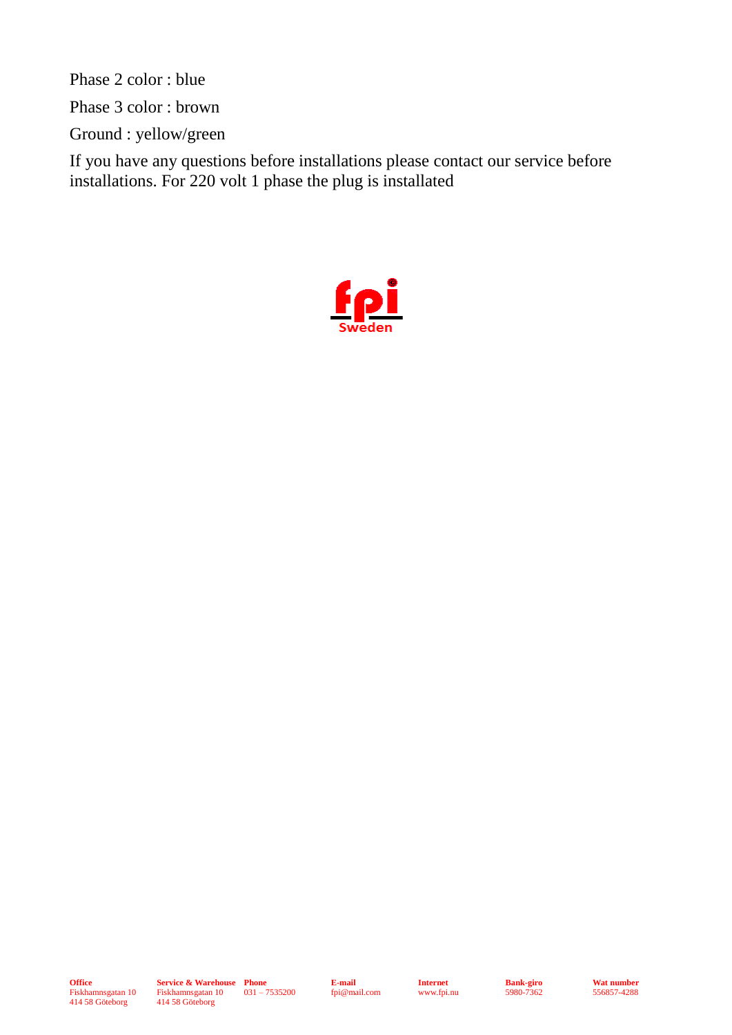Phase 2 color : blue

Phase 3 color : brown

Ground : yellow/green

If you have any questions before installations please contact our service before installations. For 220 volt 1 phase the plug is installated